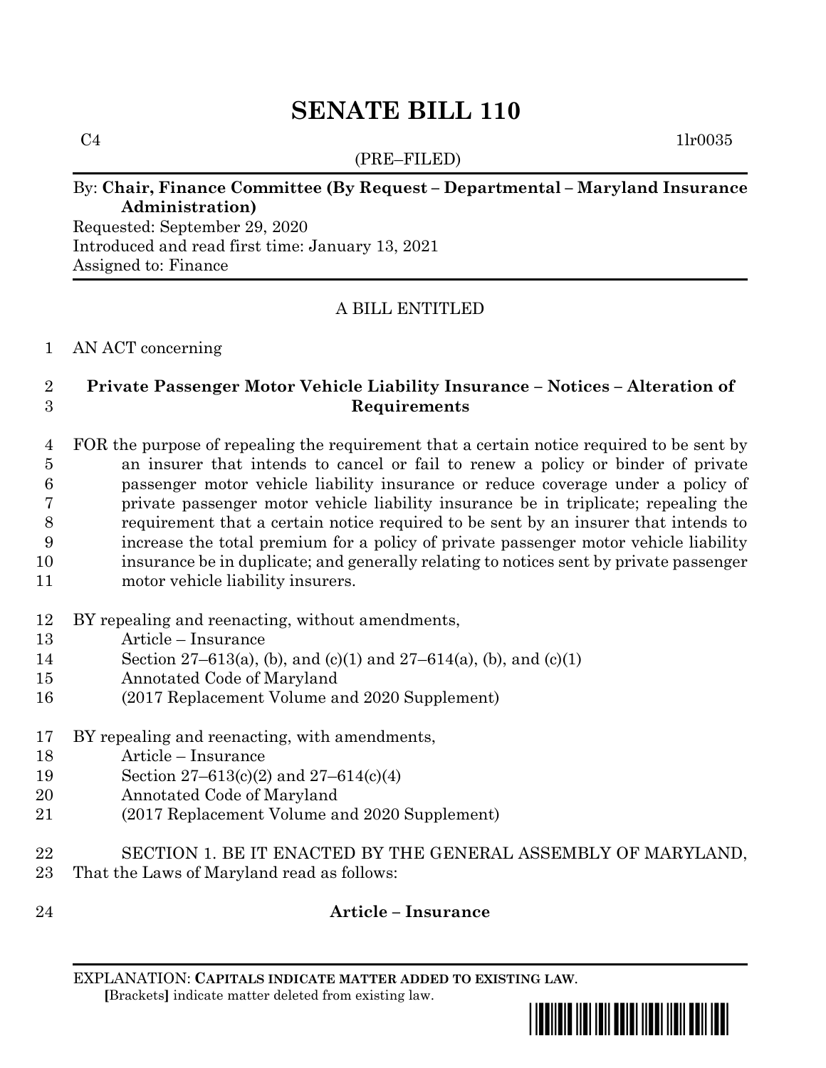# SENATE BILL 110

C4 1lr0035

(PRE–FILED)

By: **Chair, Finance Committee (By Request – Departmental – Maryland Insurance Administration)**

Requested: September 29, 2020

Introduced and read first time: January 13, 2021

Assigned to: Finance

A BILL ENTITLED

AN ACT concerning

**Private Passenger Motor Vehicle Liability Insurance – Notices – Alteration of Requirements**

FOR the purpose of repealing the requirement that a certain notice required to be sent by an insurer that intends to cancel or fail to renew a policy or binder of private passenger motor vehicle liability insurance or reduce coverage under a policy of private passenger motor vehicle liability insurance be in triplicate; repealing the requirement that a certain notice required to be sent by an insurer that intends to increase the total premium for a policy of private passenger motor vehicle liability insurance be in duplicate; and generally relating to notices sent by private passenger motor vehicle liability insurers.

BY repealing and reenacting, without amendments,
Article – Insurance
Section 27–613(a), (b), and (c)(1) and 27–614(a), (b), and (c)(1)
Annotated Code of Maryland
(2017 Replacement Volume and 2020 Supplement)

BY repealing and reenacting, with amendments,
Article – Insurance
Section 27–613(c)(2) and 27–614(c)(4)
Annotated Code of Maryland
(2017 Replacement Volume and 2020 Supplement)

SECTION 1. BE IT ENACTED BY THE GENERAL ASSEMBLY OF MARYLAND, That the Laws of Maryland read as follows:

**Article – Insurance**

EXPLANATION: **CAPITALS INDICATE MATTER ADDED TO EXISTING LAW.**
**[**Brackets**]** indicate matter deleted from existing law.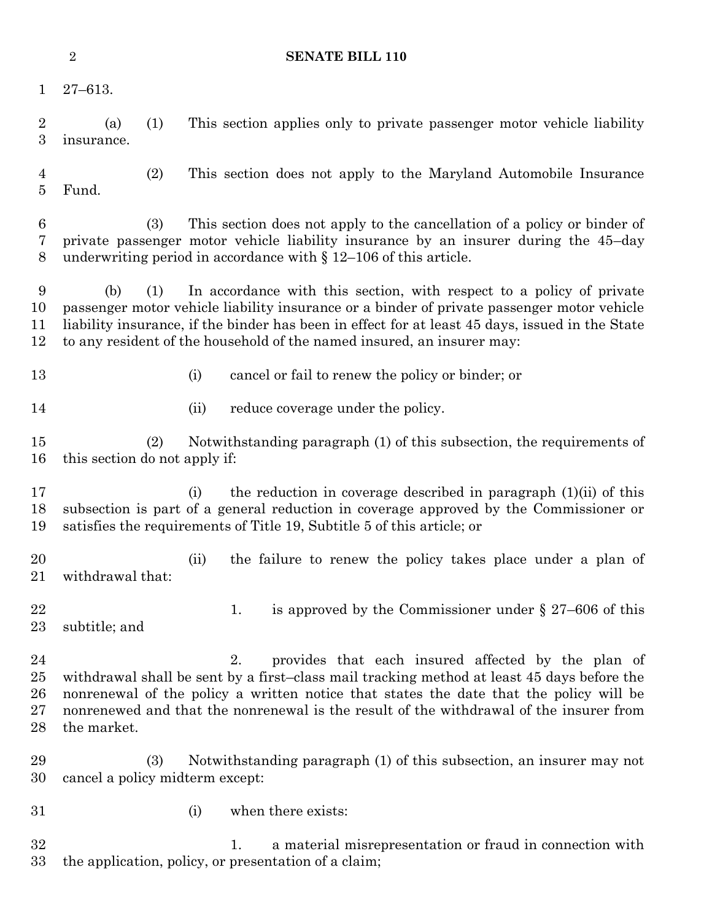27–613.

(a) (1) This section applies only to private passenger motor vehicle liability insurance.

(2) This section does not apply to the Maryland Automobile Insurance Fund.

(3) This section does not apply to the cancellation of a policy or binder of private passenger motor vehicle liability insurance by an insurer during the 45–day underwriting period in accordance with § 12–106 of this article.

(b) (1) In accordance with this section, with respect to a policy of private passenger motor vehicle liability insurance or a binder of private passenger motor vehicle liability insurance, if the binder has been in effect for at least 45 days, issued in the State to any resident of the household of the named insured, an insurer may:

(i) cancel or fail to renew the policy or binder; or

(ii) reduce coverage under the policy.

(2) Notwithstanding paragraph (1) of this subsection, the requirements of this section do not apply if:

(i) the reduction in coverage described in paragraph (1)(ii) of this subsection is part of a general reduction in coverage approved by the Commissioner or satisfies the requirements of Title 19, Subtitle 5 of this article; or

(ii) the failure to renew the policy takes place under a plan of withdrawal that:

1. is approved by the Commissioner under § 27–606 of this subtitle; and

2. provides that each insured affected by the plan of withdrawal shall be sent by a first–class mail tracking method at least 45 days before the nonrenewal of the policy a written notice that states the date that the policy will be nonrenewed and that the nonrenewal is the result of the withdrawal of the insurer from the market.

(3) Notwithstanding paragraph (1) of this subsection, an insurer may not cancel a policy midterm except:

(i) when there exists:

1. a material misrepresentation or fraud in connection with the application, policy, or presentation of a claim;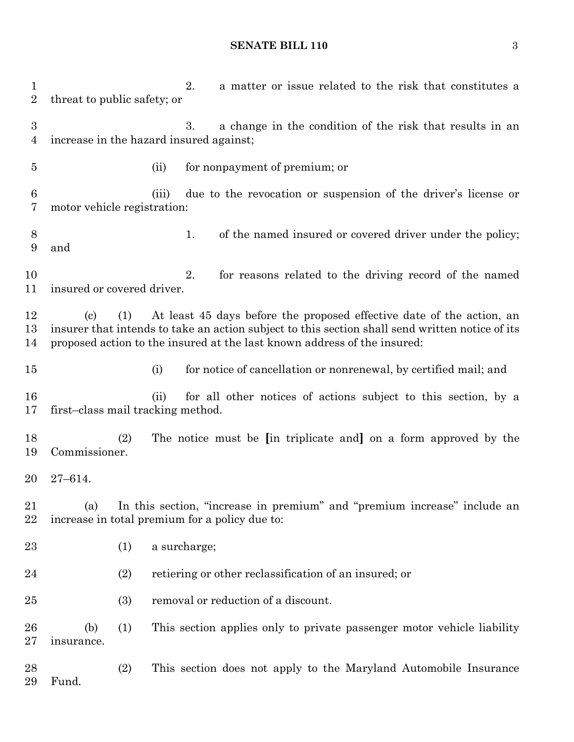2. a matter or issue related to the risk that constitutes a threat to public safety; or

3. a change in the condition of the risk that results in an increase in the hazard insured against;

(ii) for nonpayment of premium; or

(iii) due to the revocation or suspension of the driver's license or motor vehicle registration:

1. of the named insured or covered driver under the policy; and

2. for reasons related to the driving record of the named insured or covered driver.

(c) (1) At least 45 days before the proposed effective date of the action, an insurer that intends to take an action subject to this section shall send written notice of its proposed action to the insured at the last known address of the insured:

(i) for notice of cancellation or nonrenewal, by certified mail; and

(ii) for all other notices of actions subject to this section, by a first–class mail tracking method.

(2) The notice must be **[**in triplicate and**]** on a form approved by the Commissioner.

27–614.

(a) In this section, "increase in premium" and "premium increase" include an increase in total premium for a policy due to:

(1) a surcharge;

(2) retiering or other reclassification of an insured; or

(3) removal or reduction of a discount.

(b) (1) This section applies only to private passenger motor vehicle liability insurance.

(2) This section does not apply to the Maryland Automobile Insurance Fund.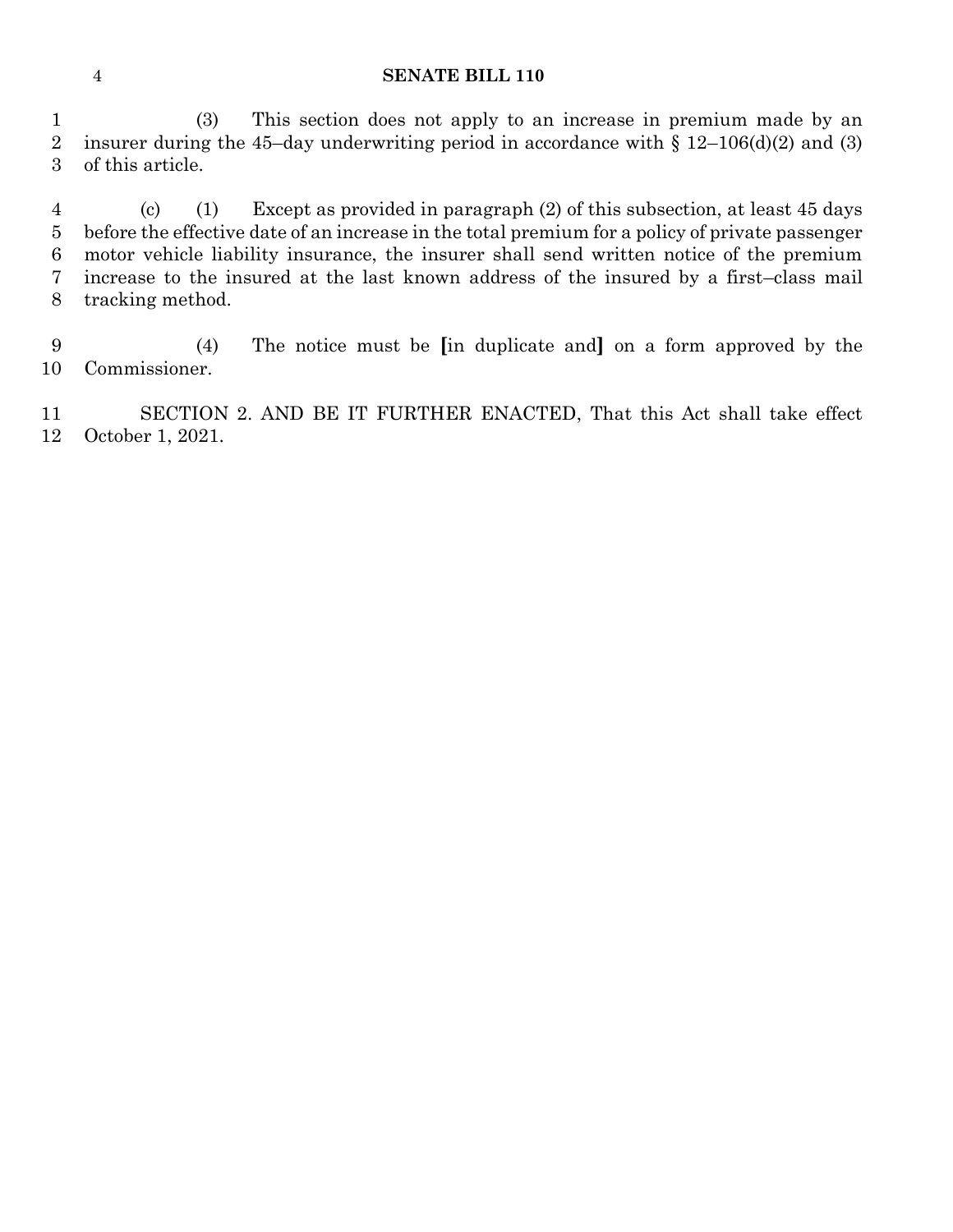(3) This section does not apply to an increase in premium made by an insurer during the 45–day underwriting period in accordance with § 12–106(d)(2) and (3) of this article.

(c) (1) Except as provided in paragraph (2) of this subsection, at least 45 days before the effective date of an increase in the total premium for a policy of private passenger motor vehicle liability insurance, the insurer shall send written notice of the premium increase to the insured at the last known address of the insured by a first–class mail tracking method.

(4) The notice must be **[**in duplicate and**]** on a form approved by the Commissioner.

SECTION 2. AND BE IT FURTHER ENACTED, That this Act shall take effect October 1, 2021.